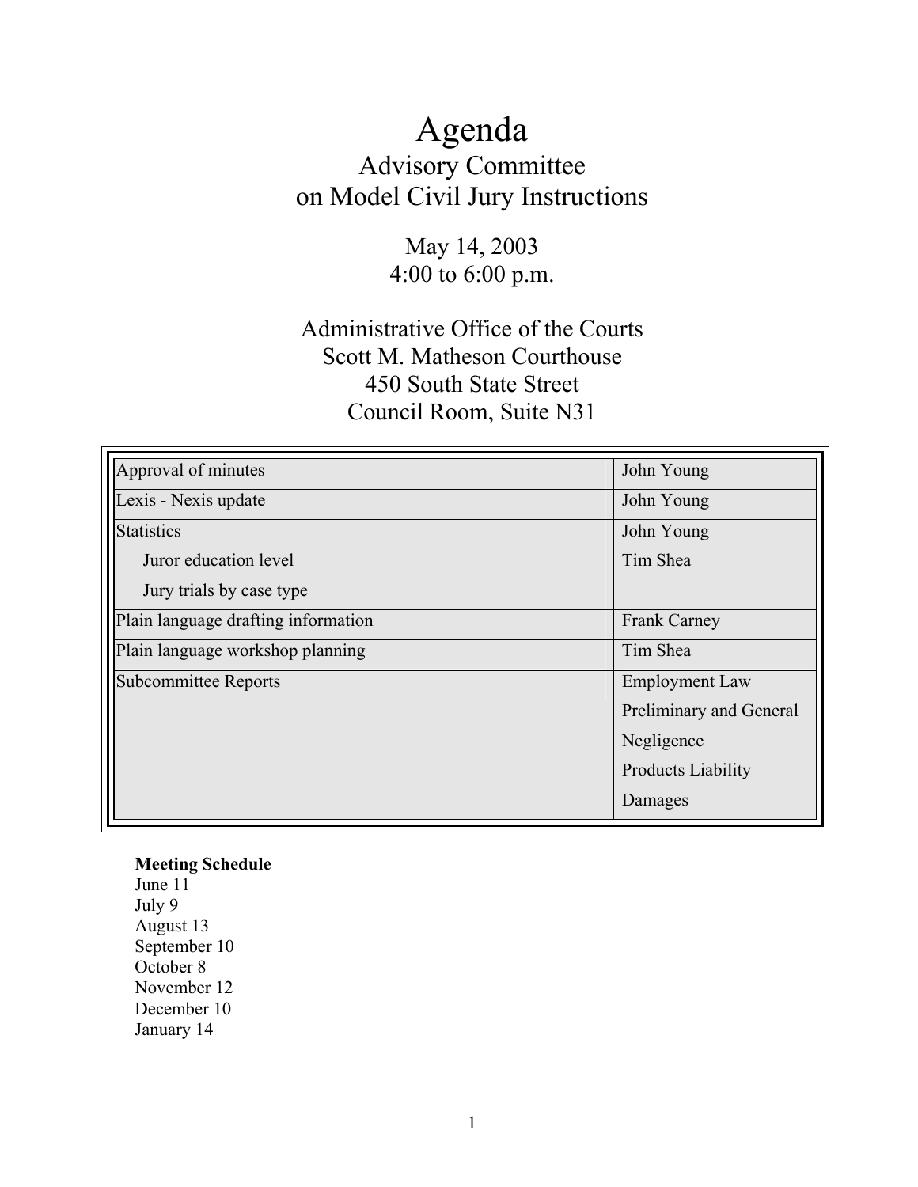# Agenda

## Advisory Committee on Model Civil Jury Instructions

May 14, 2003
4:00 to 6:00 p.m.

Administrative Office of the Courts
Scott M. Matheson Courthouse
450 South State Street
Council Room, Suite N31

| | |
|---|---|
| Approval of minutes | John Young |
| Lexis - Nexis update | John Young |
| Statistics<br>Juror education level<br>Jury trials by case type | John Young<br>Tim Shea |
| Plain language drafting information | Frank Carney |
| Plain language workshop planning | Tim Shea |
| Subcommittee Reports | Employment Law<br>Preliminary and General<br>Negligence<br>Products Liability<br>Damages |

**Meeting Schedule**
June 11
July 9
August 13
September 10
October 8
November 12
December 10
January 14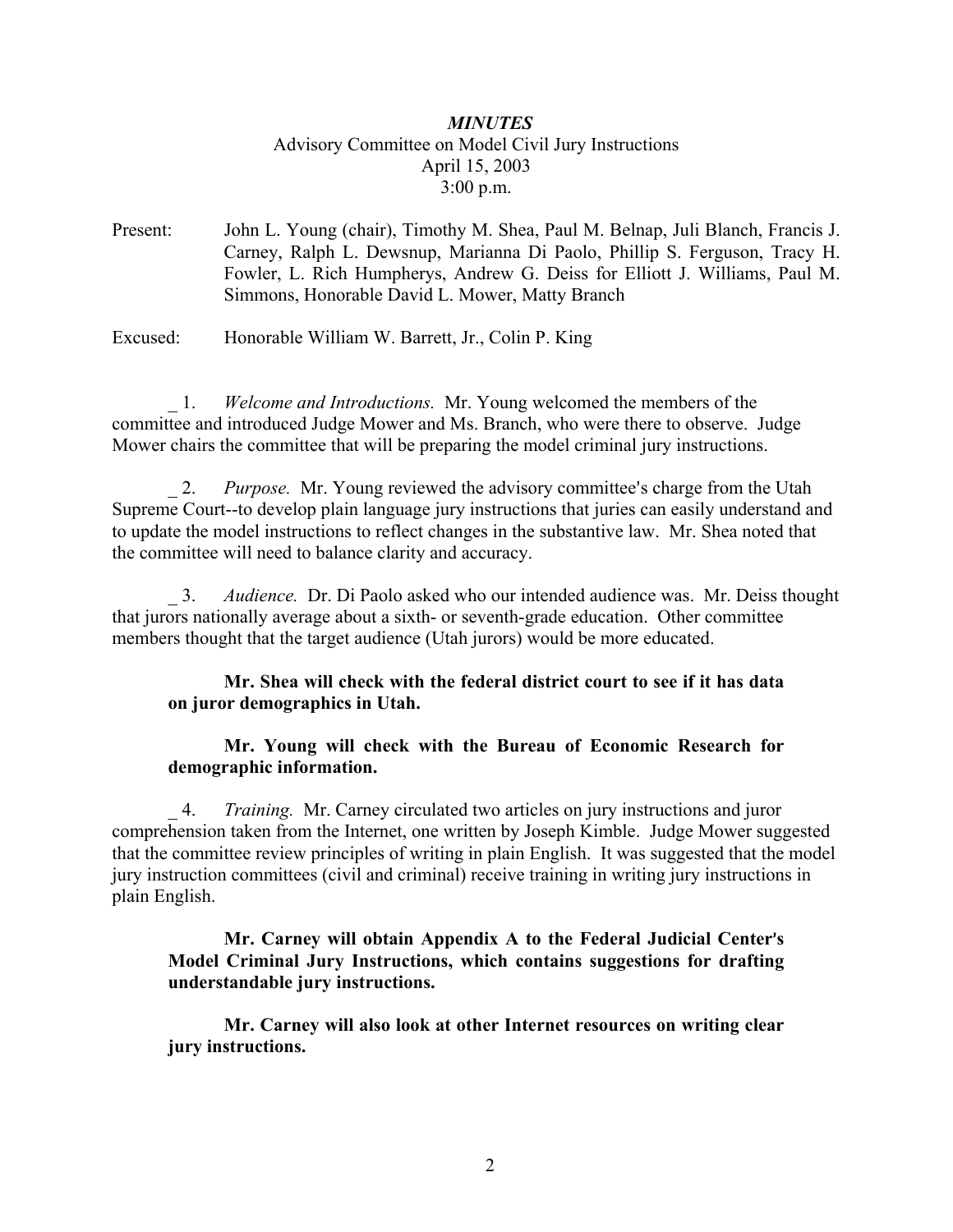# *MINUTES*

Advisory Committee on Model Civil Jury Instructions
April 15, 2003
3:00 p.m.

Present: John L. Young (chair), Timothy M. Shea, Paul M. Belnap, Juli Blanch, Francis J. Carney, Ralph L. Dewsnup, Marianna Di Paolo, Phillip S. Ferguson, Tracy H. Fowler, L. Rich Humpherys, Andrew G. Deiss for Elliott J. Williams, Paul M. Simmons, Honorable David L. Mower, Matty Branch

Excused: Honorable William W. Barrett, Jr., Colin P. King

_ 1. *Welcome and Introductions.* Mr. Young welcomed the members of the committee and introduced Judge Mower and Ms. Branch, who were there to observe. Judge Mower chairs the committee that will be preparing the model criminal jury instructions.

_ 2. *Purpose.* Mr. Young reviewed the advisory committee's charge from the Utah Supreme Court--to develop plain language jury instructions that juries can easily understand and to update the model instructions to reflect changes in the substantive law. Mr. Shea noted that the committee will need to balance clarity and accuracy.

_ 3. *Audience.* Dr. Di Paolo asked who our intended audience was. Mr. Deiss thought that jurors nationally average about a sixth- or seventh-grade education. Other committee members thought that the target audience (Utah jurors) would be more educated.

**Mr. Shea will check with the federal district court to see if it has data on juror demographics in Utah.**

**Mr. Young will check with the Bureau of Economic Research for demographic information.**

_ 4. *Training.* Mr. Carney circulated two articles on jury instructions and juror comprehension taken from the Internet, one written by Joseph Kimble. Judge Mower suggested that the committee review principles of writing in plain English. It was suggested that the model jury instruction committees (civil and criminal) receive training in writing jury instructions in plain English.

**Mr. Carney will obtain Appendix A to the Federal Judicial Center's Model Criminal Jury Instructions, which contains suggestions for drafting understandable jury instructions.**

**Mr. Carney will also look at other Internet resources on writing clear jury instructions.**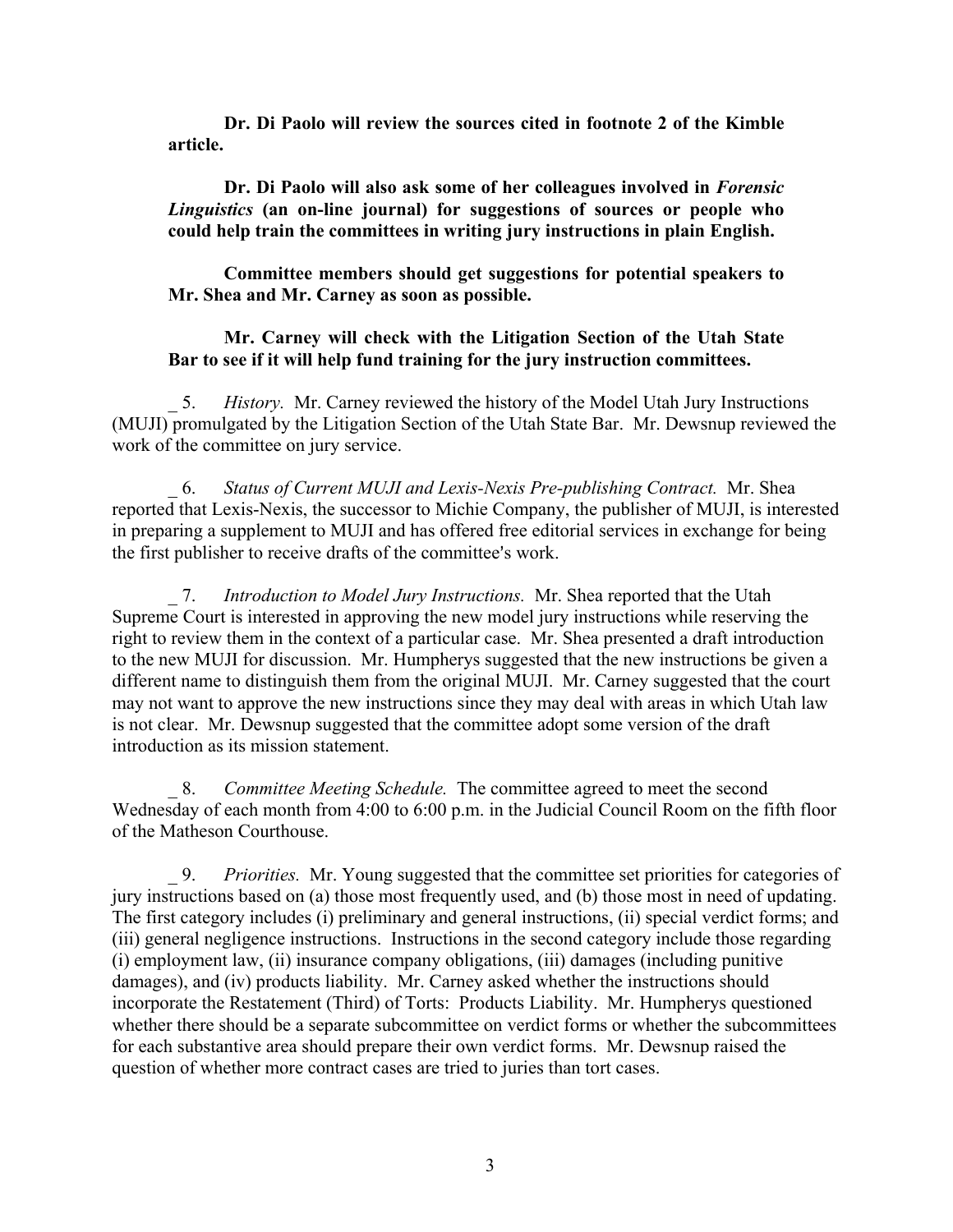**Dr. Di Paolo will review the sources cited in footnote 2 of the Kimble article.**

**Dr. Di Paolo will also ask some of her colleagues involved in *Forensic Linguistics* (an on-line journal) for suggestions of sources or people who could help train the committees in writing jury instructions in plain English.**

**Committee members should get suggestions for potential speakers to Mr. Shea and Mr. Carney as soon as possible.**

**Mr. Carney will check with the Litigation Section of the Utah State Bar to see if it will help fund training for the jury instruction committees.**

_ 5. *History.* Mr. Carney reviewed the history of the Model Utah Jury Instructions (MUJI) promulgated by the Litigation Section of the Utah State Bar. Mr. Dewsnup reviewed the work of the committee on jury service.

_ 6. *Status of Current MUJI and Lexis-Nexis Pre-publishing Contract.* Mr. Shea reported that Lexis-Nexis, the successor to Michie Company, the publisher of MUJI, is interested in preparing a supplement to MUJI and has offered free editorial services in exchange for being the first publisher to receive drafts of the committee's work.

_ 7. *Introduction to Model Jury Instructions.* Mr. Shea reported that the Utah Supreme Court is interested in approving the new model jury instructions while reserving the right to review them in the context of a particular case. Mr. Shea presented a draft introduction to the new MUJI for discussion. Mr. Humpherys suggested that the new instructions be given a different name to distinguish them from the original MUJI. Mr. Carney suggested that the court may not want to approve the new instructions since they may deal with areas in which Utah law is not clear. Mr. Dewsnup suggested that the committee adopt some version of the draft introduction as its mission statement.

_ 8. *Committee Meeting Schedule.* The committee agreed to meet the second Wednesday of each month from 4:00 to 6:00 p.m. in the Judicial Council Room on the fifth floor of the Matheson Courthouse.

_ 9. *Priorities.* Mr. Young suggested that the committee set priorities for categories of jury instructions based on (a) those most frequently used, and (b) those most in need of updating. The first category includes (i) preliminary and general instructions, (ii) special verdict forms; and (iii) general negligence instructions. Instructions in the second category include those regarding (i) employment law, (ii) insurance company obligations, (iii) damages (including punitive damages), and (iv) products liability. Mr. Carney asked whether the instructions should incorporate the Restatement (Third) of Torts: Products Liability. Mr. Humpherys questioned whether there should be a separate subcommittee on verdict forms or whether the subcommittees for each substantive area should prepare their own verdict forms. Mr. Dewsnup raised the question of whether more contract cases are tried to juries than tort cases.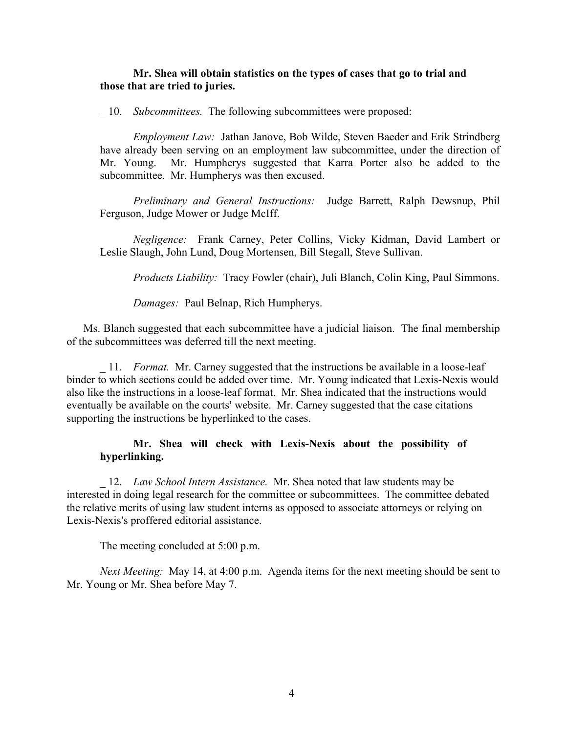**Mr. Shea will obtain statistics on the types of cases that go to trial and those that are tried to juries.**

_ 10. *Subcommittees.* The following subcommittees were proposed:

*Employment Law:* Jathan Janove, Bob Wilde, Steven Baeder and Erik Strindberg have already been serving on an employment law subcommittee, under the direction of Mr. Young. Mr. Humpherys suggested that Karra Porter also be added to the subcommittee. Mr. Humpherys was then excused.

*Preliminary and General Instructions:* Judge Barrett, Ralph Dewsnup, Phil Ferguson, Judge Mower or Judge McIff.

*Negligence:* Frank Carney, Peter Collins, Vicky Kidman, David Lambert or Leslie Slaugh, John Lund, Doug Mortensen, Bill Stegall, Steve Sullivan.

*Products Liability:* Tracy Fowler (chair), Juli Blanch, Colin King, Paul Simmons.

*Damages:* Paul Belnap, Rich Humpherys.

Ms. Blanch suggested that each subcommittee have a judicial liaison. The final membership of the subcommittees was deferred till the next meeting.

_ 11. *Format.* Mr. Carney suggested that the instructions be available in a loose-leaf binder to which sections could be added over time. Mr. Young indicated that Lexis-Nexis would also like the instructions in a loose-leaf format. Mr. Shea indicated that the instructions would eventually be available on the courts' website. Mr. Carney suggested that the case citations supporting the instructions be hyperlinked to the cases.

**Mr. Shea will check with Lexis-Nexis about the possibility of hyperlinking.**

_ 12. *Law School Intern Assistance.* Mr. Shea noted that law students may be interested in doing legal research for the committee or subcommittees. The committee debated the relative merits of using law student interns as opposed to associate attorneys or relying on Lexis-Nexis's proffered editorial assistance.

The meeting concluded at 5:00 p.m.

*Next Meeting:* May 14, at 4:00 p.m. Agenda items for the next meeting should be sent to Mr. Young or Mr. Shea before May 7.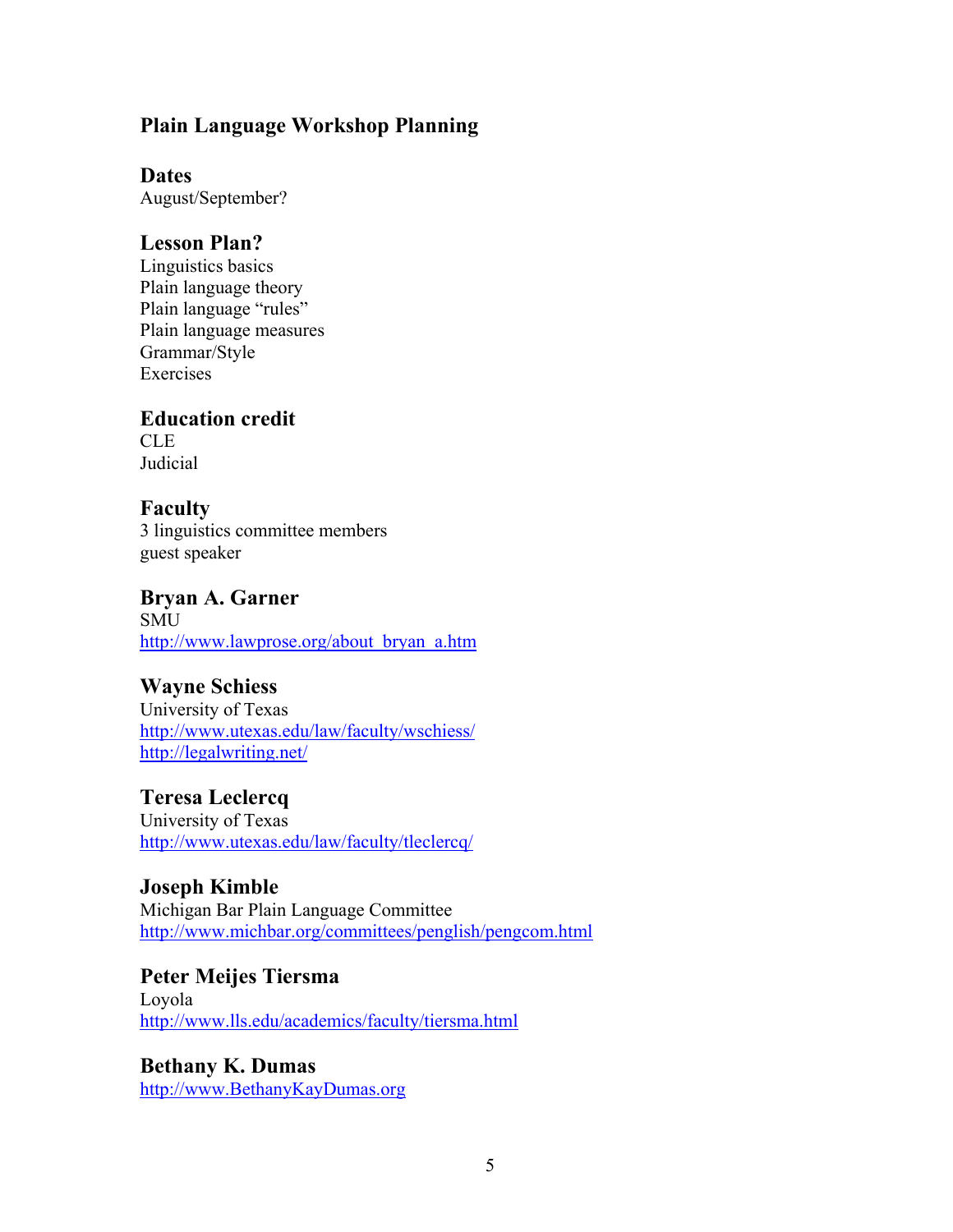# Plain Language Workshop Planning

## Dates

August/September?

## Lesson Plan?

Linguistics basics
Plain language theory
Plain language "rules"
Plain language measures
Grammar/Style
Exercises

## Education credit

CLE
Judicial

## Faculty

3 linguistics committee members
guest speaker

## Bryan A. Garner

SMU
http://www.lawprose.org/about_bryan_a.htm

## Wayne Schiess

University of Texas
http://www.utexas.edu/law/faculty/wschiess/
http://legalwriting.net/

## Teresa Leclercq

University of Texas
http://www.utexas.edu/law/faculty/tleclercq/

## Joseph Kimble

Michigan Bar Plain Language Committee
http://www.michbar.org/committees/penglish/pengcom.html

## Peter Meijes Tiersma

Loyola
http://www.lls.edu/academics/faculty/tiersma.html

## Bethany K. Dumas

http://www.BethanyKayDumas.org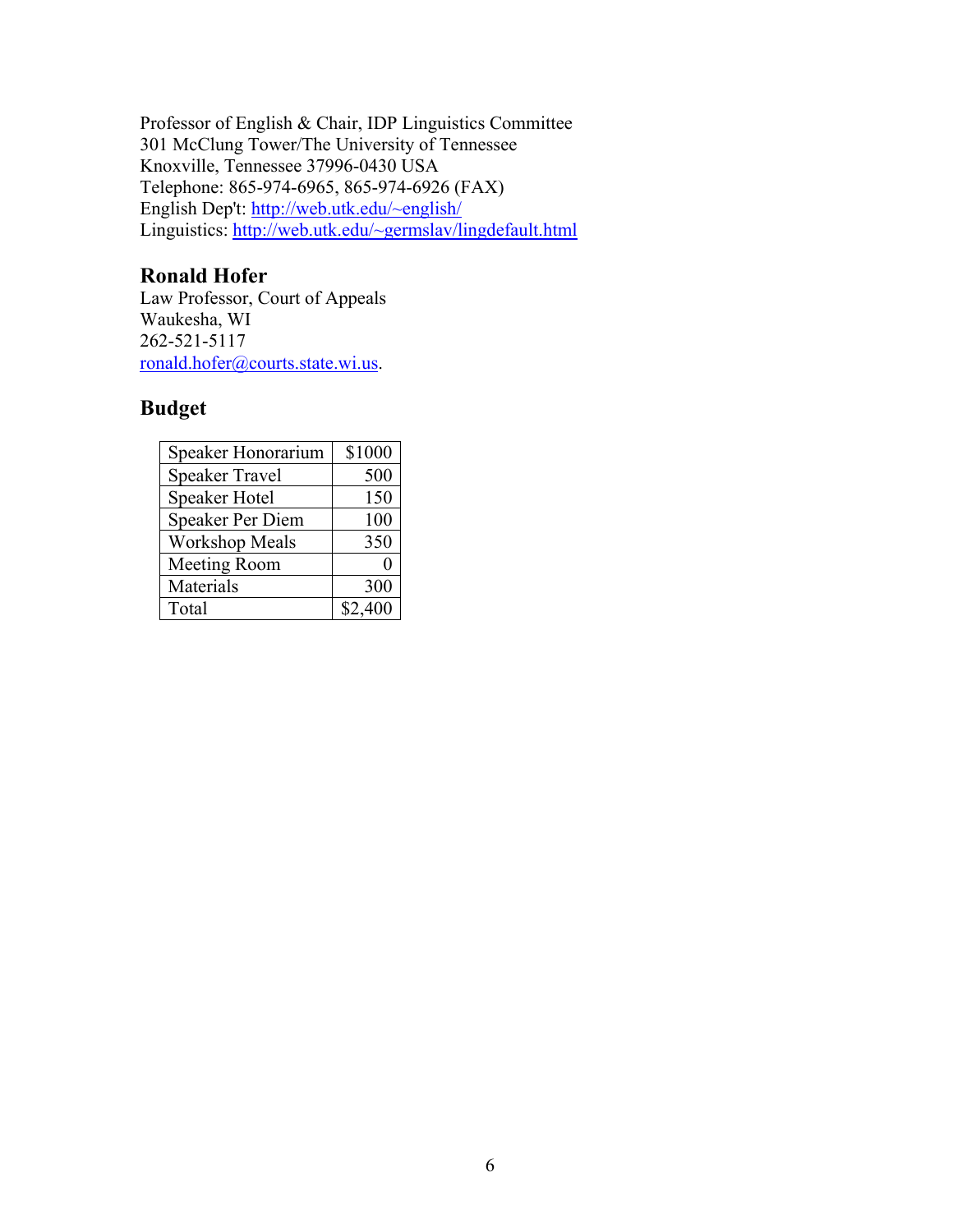Professor of English & Chair, IDP Linguistics Committee
301 McClung Tower/The University of Tennessee
Knoxville, Tennessee 37996-0430 USA
Telephone: 865-974-6965, 865-974-6926 (FAX)
English Dep't: http://web.utk.edu/~english/
Linguistics: http://web.utk.edu/~germslav/lingdefault.html

## Ronald Hofer

Law Professor, Court of Appeals
Waukesha, WI
262-521-5117
ronald.hofer@courts.state.wi.us.

## Budget

| | |
|---|---|
| Speaker Honorarium | $1000 |
| Speaker Travel | 500 |
| Speaker Hotel | 150 |
| Speaker Per Diem | 100 |
| Workshop Meals | 350 |
| Meeting Room | 0 |
| Materials | 300 |
| Total | $2,400 |